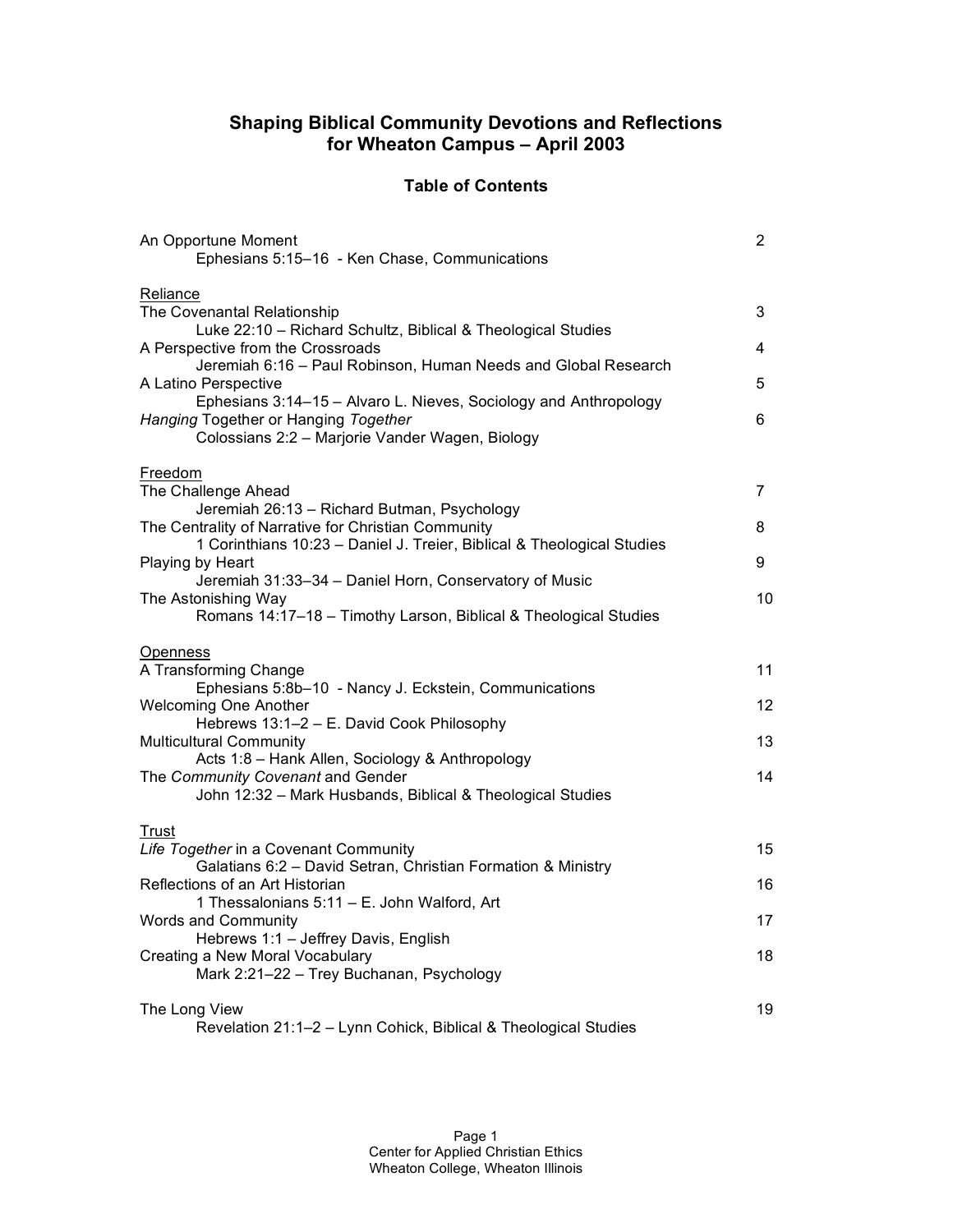# Shaping Biblical Community Devotions and Reflections for Wheaton Campus – April 2003

## Table of Contents

An Opportune Moment — 2
    Ephesians 5:15–16 - Ken Chase, Communications

<u>Reliance</u>

The Covenantal Relationship — 3
    Luke 22:10 – Richard Schultz, Biblical & Theological Studies

A Perspective from the Crossroads — 4
    Jeremiah 6:16 – Paul Robinson, Human Needs and Global Research

A Latino Perspective — 5
    Ephesians 3:14–15 – Alvaro L. Nieves, Sociology and Anthropology

*Hanging* Together or Hanging *Together* — 6
    Colossians 2:2 – Marjorie Vander Wagen, Biology

<u>Freedom</u>

The Challenge Ahead — 7
    Jeremiah 26:13 – Richard Butman, Psychology

The Centrality of Narrative for Christian Community — 8
    1 Corinthians 10:23 – Daniel J. Treier, Biblical & Theological Studies

Playing by Heart — 9
    Jeremiah 31:33–34 – Daniel Horn, Conservatory of Music

The Astonishing Way — 10
    Romans 14:17–18 – Timothy Larson, Biblical & Theological Studies

<u>Openness</u>

A Transforming Change — 11
    Ephesians 5:8b–10 - Nancy J. Eckstein, Communications

Welcoming One Another — 12
    Hebrews 13:1–2 – E. David Cook Philosophy

Multicultural Community — 13
    Acts 1:8 – Hank Allen, Sociology & Anthropology

The *Community Covenant* and Gender — 14
    John 12:32 – Mark Husbands, Biblical & Theological Studies

<u>Trust</u>

*Life Together* in a Covenant Community — 15
    Galatians 6:2 – David Setran, Christian Formation & Ministry

Reflections of an Art Historian — 16
    1 Thessalonians 5:11 – E. John Walford, Art

Words and Community — 17
    Hebrews 1:1 – Jeffrey Davis, English

Creating a New Moral Vocabulary — 18
    Mark 2:21–22 – Trey Buchanan, Psychology

The Long View — 19
    Revelation 21:1–2 – Lynn Cohick, Biblical & Theological Studies

Center for Applied Christian Ethics
Wheaton College, Wheaton Illinois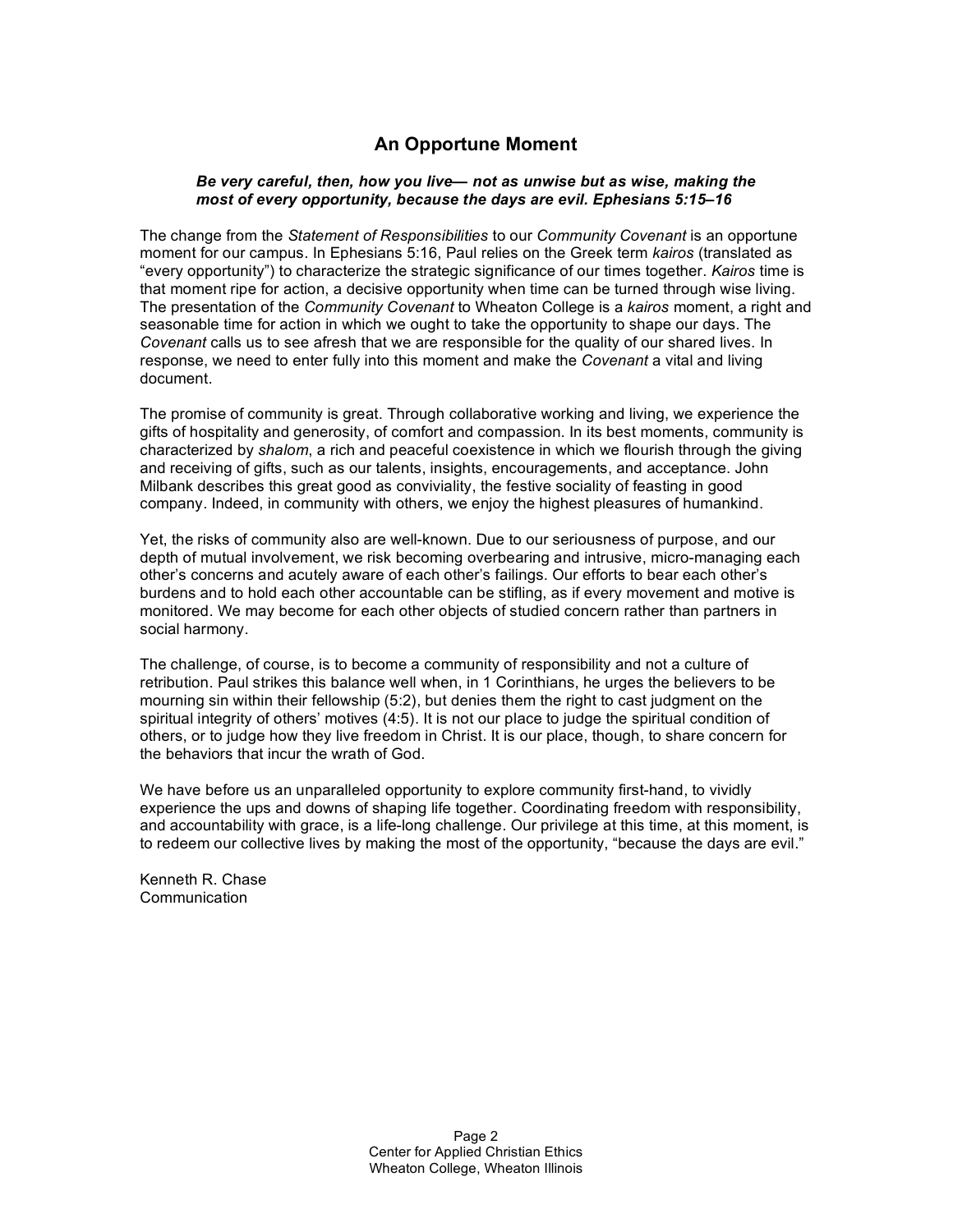## An Opportune Moment

***Be very careful, then, how you live— not as unwise but as wise, making the most of every opportunity, because the days are evil. Ephesians 5:15–16***

The change from the *Statement of Responsibilities* to our *Community Covenant* is an opportune moment for our campus. In Ephesians 5:16, Paul relies on the Greek term *kairos* (translated as "every opportunity") to characterize the strategic significance of our times together. *Kairos* time is that moment ripe for action, a decisive opportunity when time can be turned through wise living. The presentation of the *Community Covenant* to Wheaton College is a *kairos* moment, a right and seasonable time for action in which we ought to take the opportunity to shape our days. The *Covenant* calls us to see afresh that we are responsible for the quality of our shared lives. In response, we need to enter fully into this moment and make the *Covenant* a vital and living document.

The promise of community is great. Through collaborative working and living, we experience the gifts of hospitality and generosity, of comfort and compassion. In its best moments, community is characterized by *shalom*, a rich and peaceful coexistence in which we flourish through the giving and receiving of gifts, such as our talents, insights, encouragements, and acceptance. John Milbank describes this great good as conviviality, the festive sociality of feasting in good company. Indeed, in community with others, we enjoy the highest pleasures of humankind.

Yet, the risks of community also are well-known. Due to our seriousness of purpose, and our depth of mutual involvement, we risk becoming overbearing and intrusive, micro-managing each other's concerns and acutely aware of each other's failings. Our efforts to bear each other's burdens and to hold each other accountable can be stifling, as if every movement and motive is monitored. We may become for each other objects of studied concern rather than partners in social harmony.

The challenge, of course, is to become a community of responsibility and not a culture of retribution. Paul strikes this balance well when, in 1 Corinthians, he urges the believers to be mourning sin within their fellowship (5:2), but denies them the right to cast judgment on the spiritual integrity of others' motives (4:5). It is not our place to judge the spiritual condition of others, or to judge how they live freedom in Christ. It is our place, though, to share concern for the behaviors that incur the wrath of God.

We have before us an unparalleled opportunity to explore community first-hand, to vividly experience the ups and downs of shaping life together. Coordinating freedom with responsibility, and accountability with grace, is a life-long challenge. Our privilege at this time, at this moment, is to redeem our collective lives by making the most of the opportunity, "because the days are evil."

Kenneth R. Chase
Communication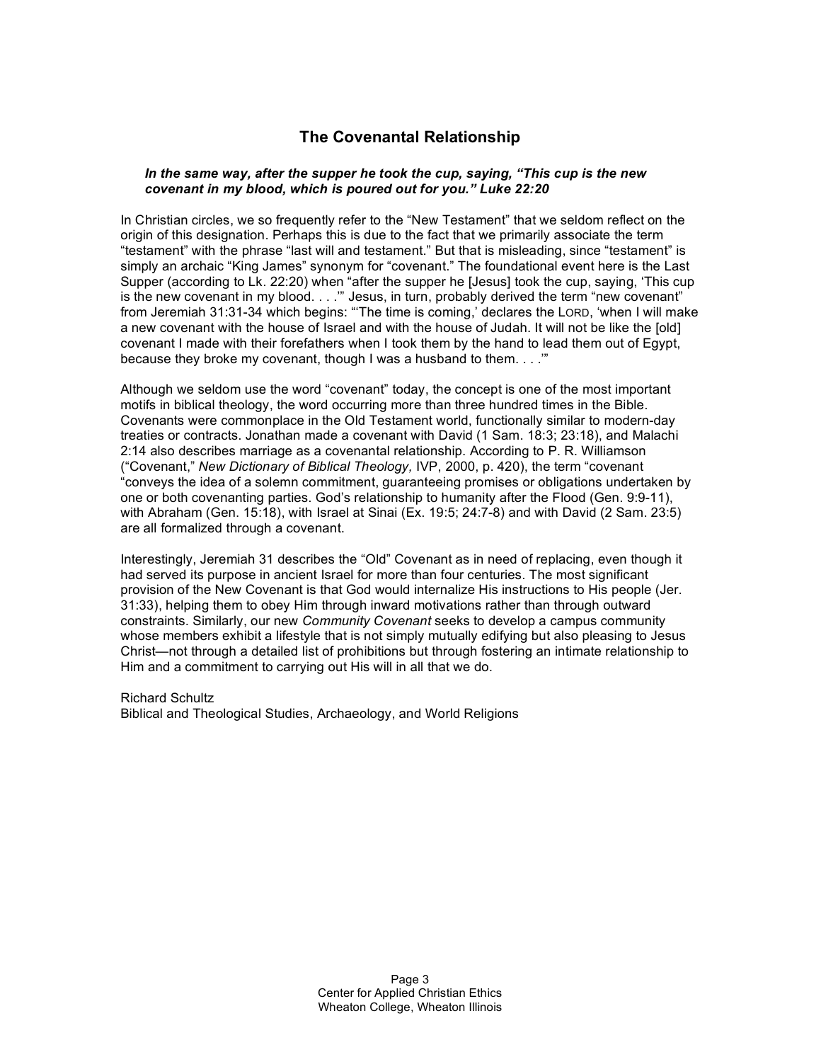## The Covenantal Relationship

> ***In the same way, after the supper he took the cup, saying, "This cup is the new covenant in my blood, which is poured out for you." Luke 22:20***

In Christian circles, we so frequently refer to the "New Testament" that we seldom reflect on the origin of this designation. Perhaps this is due to the fact that we primarily associate the term "testament" with the phrase "last will and testament." But that is misleading, since "testament" is simply an archaic "King James" synonym for "covenant." The foundational event here is the Last Supper (according to Lk. 22:20) when "after the supper he [Jesus] took the cup, saying, 'This cup is the new covenant in my blood. . . .'" Jesus, in turn, probably derived the term "new covenant" from Jeremiah 31:31-34 which begins: "'The time is coming,' declares the LORD, 'when I will make a new covenant with the house of Israel and with the house of Judah. It will not be like the [old] covenant I made with their forefathers when I took them by the hand to lead them out of Egypt, because they broke my covenant, though I was a husband to them. . . .'"

Although we seldom use the word "covenant" today, the concept is one of the most important motifs in biblical theology, the word occurring more than three hundred times in the Bible. Covenants were commonplace in the Old Testament world, functionally similar to modern-day treaties or contracts. Jonathan made a covenant with David (1 Sam. 18:3; 23:18), and Malachi 2:14 also describes marriage as a covenantal relationship. According to P. R. Williamson ("Covenant," *New Dictionary of Biblical Theology,* IVP, 2000, p. 420), the term "covenant "conveys the idea of a solemn commitment, guaranteeing promises or obligations undertaken by one or both covenanting parties. God's relationship to humanity after the Flood (Gen. 9:9-11), with Abraham (Gen. 15:18), with Israel at Sinai (Ex. 19:5; 24:7-8) and with David (2 Sam. 23:5) are all formalized through a covenant.

Interestingly, Jeremiah 31 describes the "Old" Covenant as in need of replacing, even though it had served its purpose in ancient Israel for more than four centuries. The most significant provision of the New Covenant is that God would internalize His instructions to His people (Jer. 31:33), helping them to obey Him through inward motivations rather than through outward constraints. Similarly, our new *Community Covenant* seeks to develop a campus community whose members exhibit a lifestyle that is not simply mutually edifying but also pleasing to Jesus Christ—not through a detailed list of prohibitions but through fostering an intimate relationship to Him and a commitment to carrying out His will in all that we do.

Richard Schultz
Biblical and Theological Studies, Archaeology, and World Religions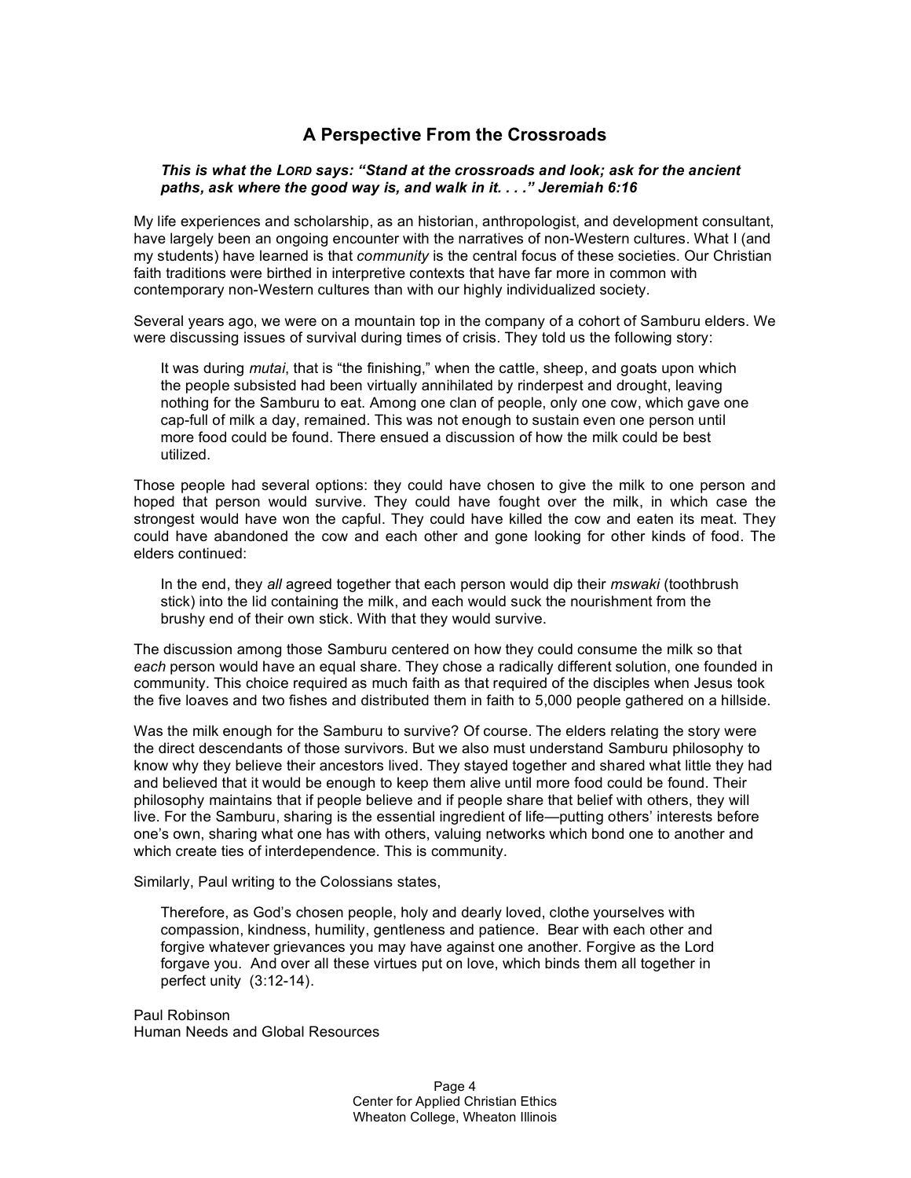## A Perspective From the Crossroads

> ***This is what the LORD says: "Stand at the crossroads and look; ask for the ancient paths, ask where the good way is, and walk in it. . . ." Jeremiah 6:16***

My life experiences and scholarship, as an historian, anthropologist, and development consultant, have largely been an ongoing encounter with the narratives of non-Western cultures. What I (and my students) have learned is that *community* is the central focus of these societies. Our Christian faith traditions were birthed in interpretive contexts that have far more in common with contemporary non-Western cultures than with our highly individualized society.

Several years ago, we were on a mountain top in the company of a cohort of Samburu elders. We were discussing issues of survival during times of crisis. They told us the following story:

> It was during *mutai*, that is "the finishing," when the cattle, sheep, and goats upon which the people subsisted had been virtually annihilated by rinderpest and drought, leaving nothing for the Samburu to eat. Among one clan of people, only one cow, which gave one cap-full of milk a day, remained. This was not enough to sustain even one person until more food could be found. There ensued a discussion of how the milk could be best utilized.

Those people had several options: they could have chosen to give the milk to one person and hoped that person would survive. They could have fought over the milk, in which case the strongest would have won the capful. They could have killed the cow and eaten its meat. They could have abandoned the cow and each other and gone looking for other kinds of food. The elders continued:

> In the end, they *all* agreed together that each person would dip their *mswaki* (toothbrush stick) into the lid containing the milk, and each would suck the nourishment from the brushy end of their own stick. With that they would survive.

The discussion among those Samburu centered on how they could consume the milk so that *each* person would have an equal share. They chose a radically different solution, one founded in community. This choice required as much faith as that required of the disciples when Jesus took the five loaves and two fishes and distributed them in faith to 5,000 people gathered on a hillside.

Was the milk enough for the Samburu to survive? Of course. The elders relating the story were the direct descendants of those survivors. But we also must understand Samburu philosophy to know why they believe their ancestors lived. They stayed together and shared what little they had and believed that it would be enough to keep them alive until more food could be found. Their philosophy maintains that if people believe and if people share that belief with others, they will live. For the Samburu, sharing is the essential ingredient of life—putting others' interests before one's own, sharing what one has with others, valuing networks which bond one to another and which create ties of interdependence. This is community.

Similarly, Paul writing to the Colossians states,

> Therefore, as God's chosen people, holy and dearly loved, clothe yourselves with compassion, kindness, humility, gentleness and patience. Bear with each other and forgive whatever grievances you may have against one another. Forgive as the Lord forgave you. And over all these virtues put on love, which binds them all together in perfect unity (3:12-14).

Paul Robinson
Human Needs and Global Resources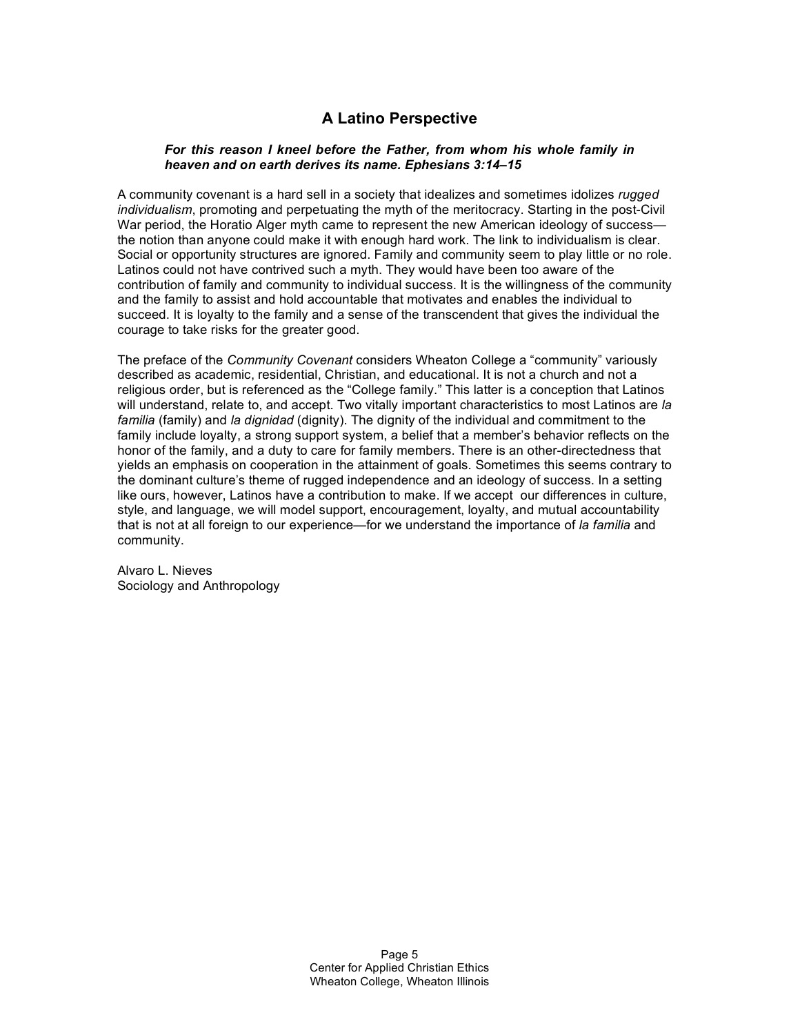## A Latino Perspective

***For this reason I kneel before the Father, from whom his whole family in heaven and on earth derives its name. Ephesians 3:14–15***

A community covenant is a hard sell in a society that idealizes and sometimes idolizes *rugged individualism*, promoting and perpetuating the myth of the meritocracy. Starting in the post-Civil War period, the Horatio Alger myth came to represent the new American ideology of success—the notion than anyone could make it with enough hard work. The link to individualism is clear. Social or opportunity structures are ignored. Family and community seem to play little or no role. Latinos could not have contrived such a myth. They would have been too aware of the contribution of family and community to individual success. It is the willingness of the community and the family to assist and hold accountable that motivates and enables the individual to succeed. It is loyalty to the family and a sense of the transcendent that gives the individual the courage to take risks for the greater good.

The preface of the *Community Covenant* considers Wheaton College a "community" variously described as academic, residential, Christian, and educational. It is not a church and not a religious order, but is referenced as the "College family." This latter is a conception that Latinos will understand, relate to, and accept. Two vitally important characteristics to most Latinos are *la familia* (family) and *la dignidad* (dignity). The dignity of the individual and commitment to the family include loyalty, a strong support system, a belief that a member's behavior reflects on the honor of the family, and a duty to care for family members. There is an other-directedness that yields an emphasis on cooperation in the attainment of goals. Sometimes this seems contrary to the dominant culture's theme of rugged independence and an ideology of success. In a setting like ours, however, Latinos have a contribution to make. If we accept our differences in culture, style, and language, we will model support, encouragement, loyalty, and mutual accountability that is not at all foreign to our experience—for we understand the importance of *la familia* and community.

Alvaro L. Nieves
Sociology and Anthropology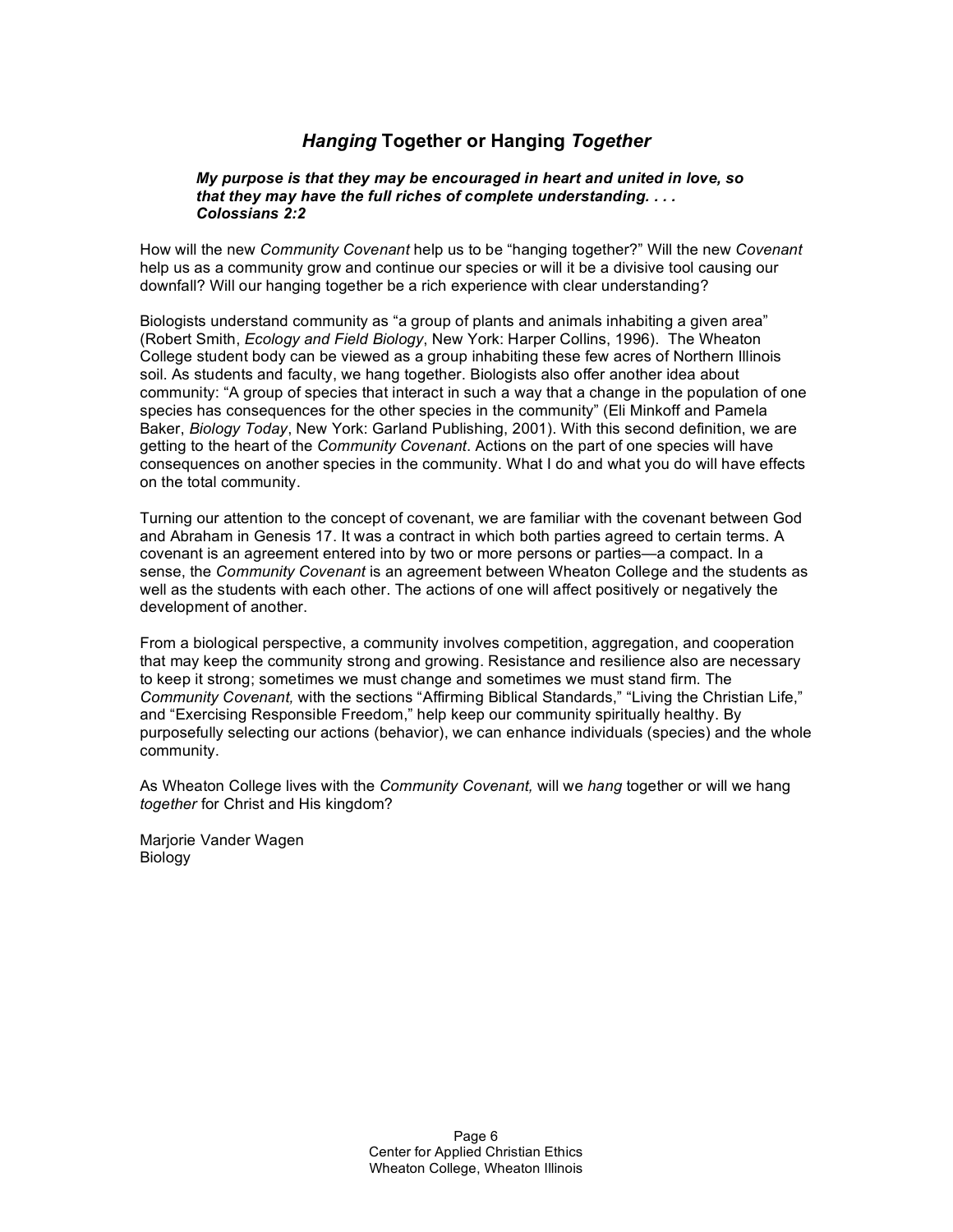## *Hanging* Together or Hanging *Together*

> ***My purpose is that they may be encouraged in heart and united in love, so that they may have the full riches of complete understanding. . . .***
> ***Colossians 2:2***

How will the new *Community Covenant* help us to be "hanging together?" Will the new *Covenant* help us as a community grow and continue our species or will it be a divisive tool causing our downfall? Will our hanging together be a rich experience with clear understanding?

Biologists understand community as "a group of plants and animals inhabiting a given area" (Robert Smith, *Ecology and Field Biology*, New York: Harper Collins, 1996). The Wheaton College student body can be viewed as a group inhabiting these few acres of Northern Illinois soil. As students and faculty, we hang together. Biologists also offer another idea about community: "A group of species that interact in such a way that a change in the population of one species has consequences for the other species in the community" (Eli Minkoff and Pamela Baker, *Biology Today*, New York: Garland Publishing, 2001). With this second definition, we are getting to the heart of the *Community Covenant*. Actions on the part of one species will have consequences on another species in the community. What I do and what you do will have effects on the total community.

Turning our attention to the concept of covenant, we are familiar with the covenant between God and Abraham in Genesis 17. It was a contract in which both parties agreed to certain terms. A covenant is an agreement entered into by two or more persons or parties—a compact. In a sense, the *Community Covenant* is an agreement between Wheaton College and the students as well as the students with each other. The actions of one will affect positively or negatively the development of another.

From a biological perspective, a community involves competition, aggregation, and cooperation that may keep the community strong and growing. Resistance and resilience also are necessary to keep it strong; sometimes we must change and sometimes we must stand firm. The *Community Covenant,* with the sections "Affirming Biblical Standards," "Living the Christian Life," and "Exercising Responsible Freedom," help keep our community spiritually healthy. By purposefully selecting our actions (behavior), we can enhance individuals (species) and the whole community.

As Wheaton College lives with the *Community Covenant,* will we *hang* together or will we hang *together* for Christ and His kingdom?

Marjorie Vander Wagen
Biology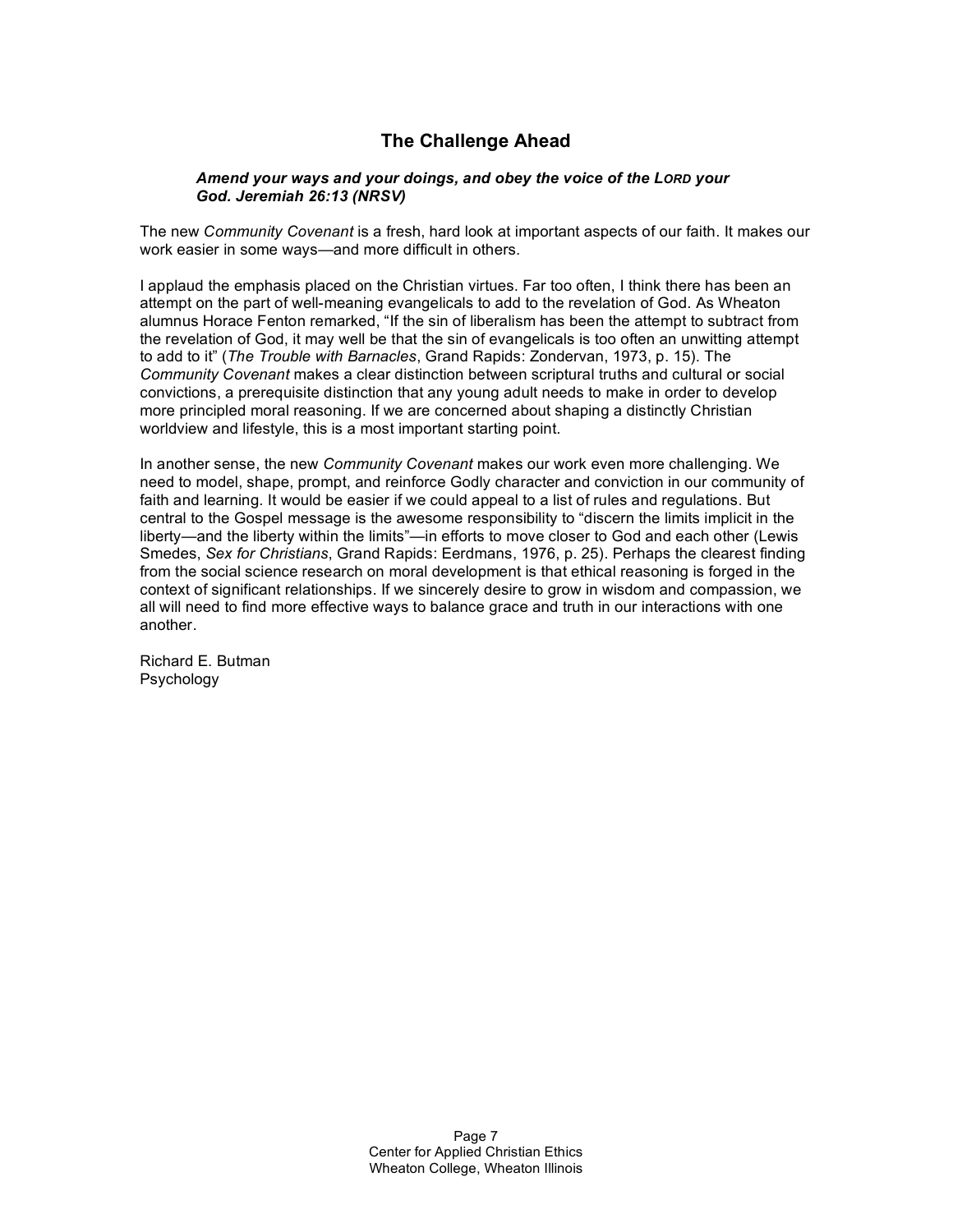## The Challenge Ahead

> ***Amend your ways and your doings, and obey the voice of the LORD your God. Jeremiah 26:13 (NRSV)***

The new *Community Covenant* is a fresh, hard look at important aspects of our faith. It makes our work easier in some ways—and more difficult in others.

I applaud the emphasis placed on the Christian virtues. Far too often, I think there has been an attempt on the part of well-meaning evangelicals to add to the revelation of God. As Wheaton alumnus Horace Fenton remarked, "If the sin of liberalism has been the attempt to subtract from the revelation of God, it may well be that the sin of evangelicals is too often an unwitting attempt to add to it" (*The Trouble with Barnacles*, Grand Rapids: Zondervan, 1973, p. 15). The *Community Covenant* makes a clear distinction between scriptural truths and cultural or social convictions, a prerequisite distinction that any young adult needs to make in order to develop more principled moral reasoning. If we are concerned about shaping a distinctly Christian worldview and lifestyle, this is a most important starting point.

In another sense, the new *Community Covenant* makes our work even more challenging. We need to model, shape, prompt, and reinforce Godly character and conviction in our community of faith and learning. It would be easier if we could appeal to a list of rules and regulations. But central to the Gospel message is the awesome responsibility to "discern the limits implicit in the liberty—and the liberty within the limits"—in efforts to move closer to God and each other (Lewis Smedes, *Sex for Christians*, Grand Rapids: Eerdmans, 1976, p. 25). Perhaps the clearest finding from the social science research on moral development is that ethical reasoning is forged in the context of significant relationships. If we sincerely desire to grow in wisdom and compassion, we all will need to find more effective ways to balance grace and truth in our interactions with one another.

Richard E. Butman
Psychology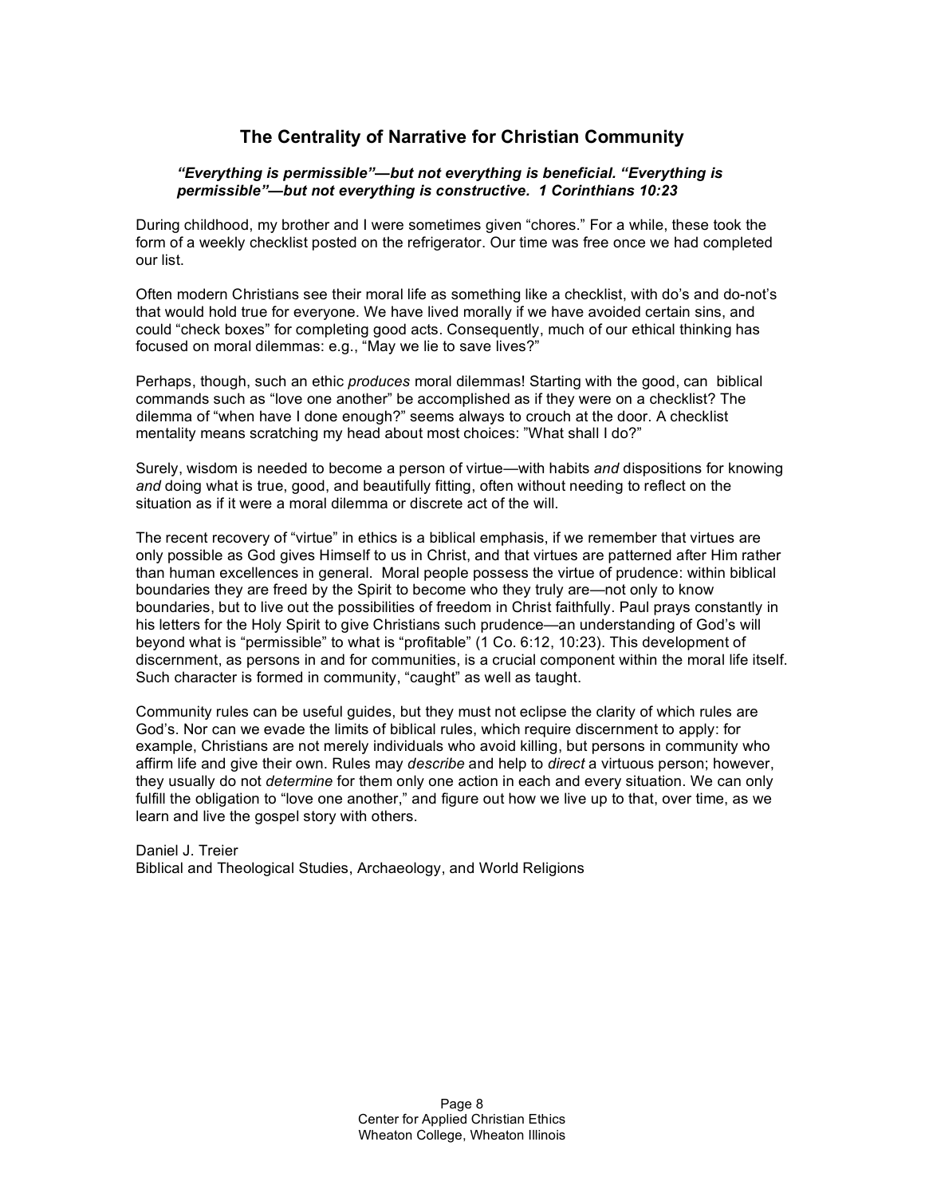## The Centrality of Narrative for Christian Community

> ***"Everything is permissible"—but not everything is beneficial. "Everything is permissible"—but not everything is constructive. 1 Corinthians 10:23***

During childhood, my brother and I were sometimes given "chores." For a while, these took the form of a weekly checklist posted on the refrigerator. Our time was free once we had completed our list.

Often modern Christians see their moral life as something like a checklist, with do's and do-not's that would hold true for everyone. We have lived morally if we have avoided certain sins, and could "check boxes" for completing good acts. Consequently, much of our ethical thinking has focused on moral dilemmas: e.g., "May we lie to save lives?"

Perhaps, though, such an ethic *produces* moral dilemmas! Starting with the good, can biblical commands such as "love one another" be accomplished as if they were on a checklist? The dilemma of "when have I done enough?" seems always to crouch at the door. A checklist mentality means scratching my head about most choices: "What shall I do?"

Surely, wisdom is needed to become a person of virtue—with habits *and* dispositions for knowing *and* doing what is true, good, and beautifully fitting, often without needing to reflect on the situation as if it were a moral dilemma or discrete act of the will.

The recent recovery of "virtue" in ethics is a biblical emphasis, if we remember that virtues are only possible as God gives Himself to us in Christ, and that virtues are patterned after Him rather than human excellences in general. Moral people possess the virtue of prudence: within biblical boundaries they are freed by the Spirit to become who they truly are—not only to know boundaries, but to live out the possibilities of freedom in Christ faithfully. Paul prays constantly in his letters for the Holy Spirit to give Christians such prudence—an understanding of God's will beyond what is "permissible" to what is "profitable" (1 Co. 6:12, 10:23). This development of discernment, as persons in and for communities, is a crucial component within the moral life itself. Such character is formed in community, "caught" as well as taught.

Community rules can be useful guides, but they must not eclipse the clarity of which rules are God's. Nor can we evade the limits of biblical rules, which require discernment to apply: for example, Christians are not merely individuals who avoid killing, but persons in community who affirm life and give their own. Rules may *describe* and help to *direct* a virtuous person; however, they usually do not *determine* for them only one action in each and every situation. We can only fulfill the obligation to "love one another," and figure out how we live up to that, over time, as we learn and live the gospel story with others.

Daniel J. Treier
Biblical and Theological Studies, Archaeology, and World Religions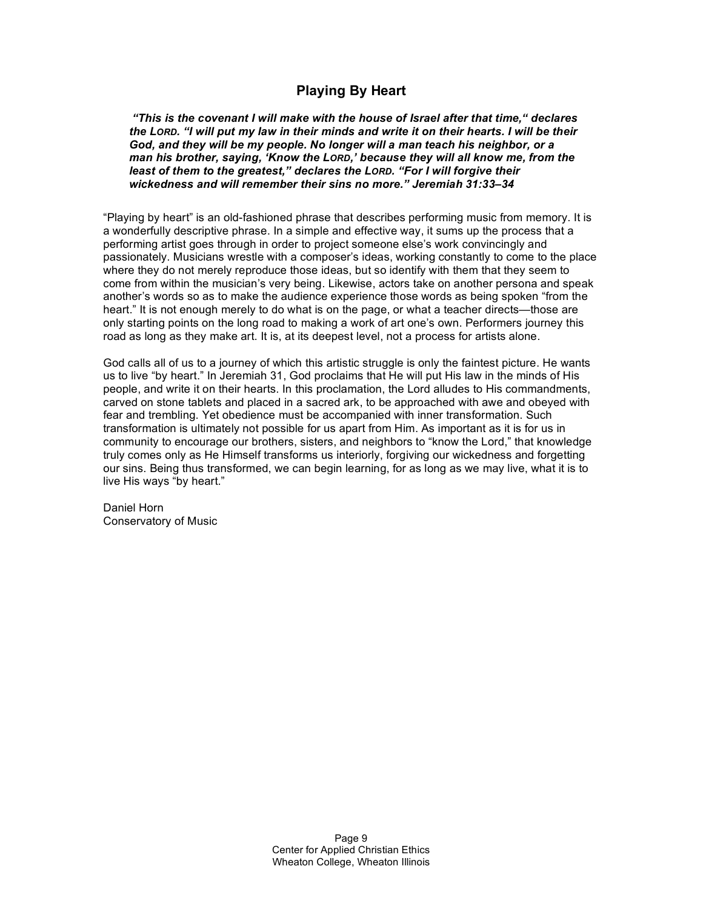## Playing By Heart

> ***"This is the covenant I will make with the house of Israel after that time," declares the LORD. "I will put my law in their minds and write it on their hearts. I will be their God, and they will be my people. No longer will a man teach his neighbor, or a man his brother, saying, 'Know the LORD,' because they will all know me, from the least of them to the greatest," declares the LORD. "For I will forgive their wickedness and will remember their sins no more." Jeremiah 31:33–34***

"Playing by heart" is an old-fashioned phrase that describes performing music from memory. It is a wonderfully descriptive phrase. In a simple and effective way, it sums up the process that a performing artist goes through in order to project someone else's work convincingly and passionately. Musicians wrestle with a composer's ideas, working constantly to come to the place where they do not merely reproduce those ideas, but so identify with them that they seem to come from within the musician's very being. Likewise, actors take on another persona and speak another's words so as to make the audience experience those words as being spoken "from the heart." It is not enough merely to do what is on the page, or what a teacher directs—those are only starting points on the long road to making a work of art one's own. Performers journey this road as long as they make art. It is, at its deepest level, not a process for artists alone.

God calls all of us to a journey of which this artistic struggle is only the faintest picture. He wants us to live "by heart." In Jeremiah 31, God proclaims that He will put His law in the minds of His people, and write it on their hearts. In this proclamation, the Lord alludes to His commandments, carved on stone tablets and placed in a sacred ark, to be approached with awe and obeyed with fear and trembling. Yet obedience must be accompanied with inner transformation. Such transformation is ultimately not possible for us apart from Him. As important as it is for us in community to encourage our brothers, sisters, and neighbors to "know the Lord," that knowledge truly comes only as He Himself transforms us interiorly, forgiving our wickedness and forgetting our sins. Being thus transformed, we can begin learning, for as long as we may live, what it is to live His ways "by heart."

Daniel Horn
Conservatory of Music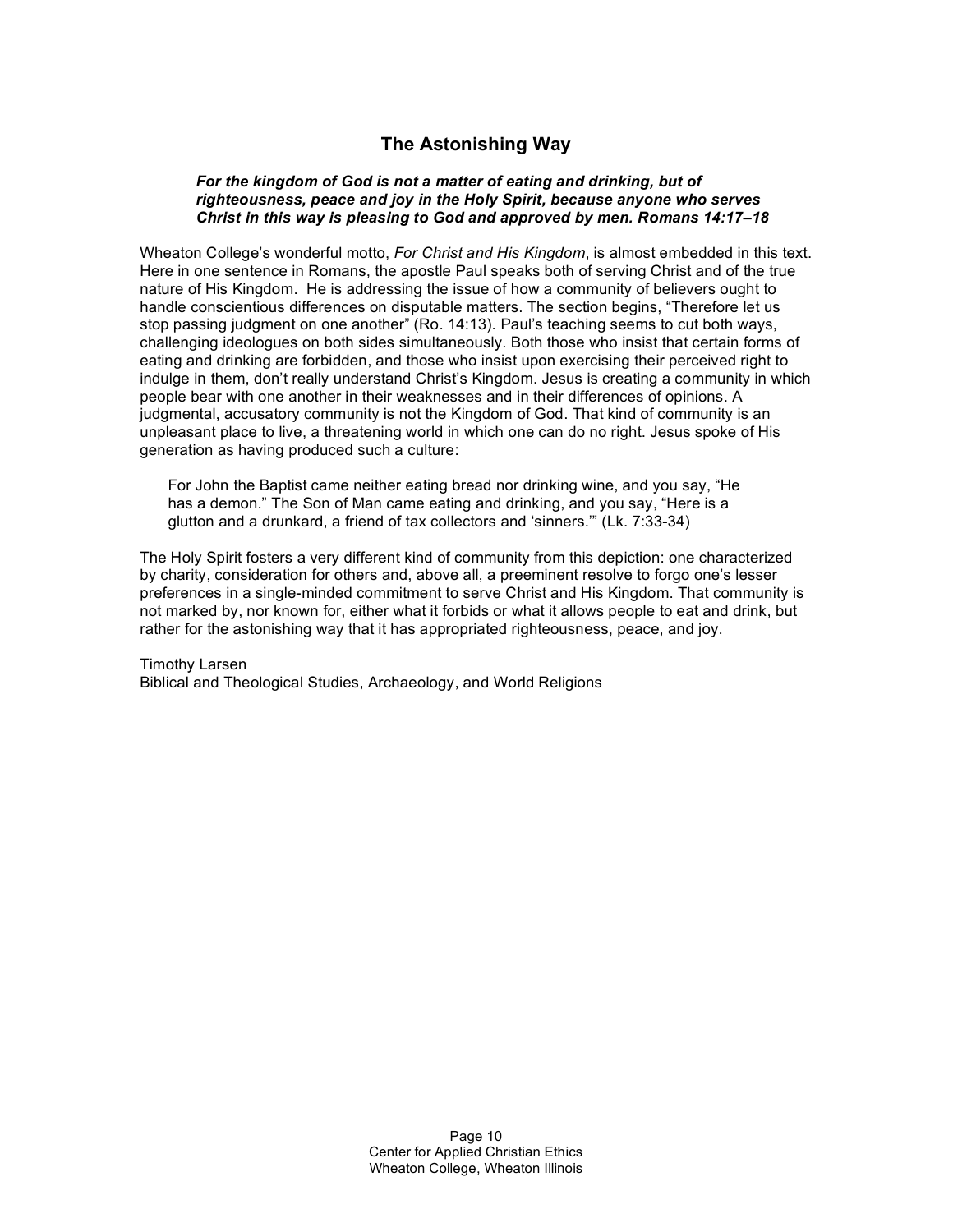## The Astonishing Way

> ***For the kingdom of God is not a matter of eating and drinking, but of righteousness, peace and joy in the Holy Spirit, because anyone who serves Christ in this way is pleasing to God and approved by men. Romans 14:17–18***

Wheaton College's wonderful motto, *For Christ and His Kingdom*, is almost embedded in this text. Here in one sentence in Romans, the apostle Paul speaks both of serving Christ and of the true nature of His Kingdom. He is addressing the issue of how a community of believers ought to handle conscientious differences on disputable matters. The section begins, "Therefore let us stop passing judgment on one another" (Ro. 14:13). Paul's teaching seems to cut both ways, challenging ideologues on both sides simultaneously. Both those who insist that certain forms of eating and drinking are forbidden, and those who insist upon exercising their perceived right to indulge in them, don't really understand Christ's Kingdom. Jesus is creating a community in which people bear with one another in their weaknesses and in their differences of opinions. A judgmental, accusatory community is not the Kingdom of God. That kind of community is an unpleasant place to live, a threatening world in which one can do no right. Jesus spoke of His generation as having produced such a culture:

> For John the Baptist came neither eating bread nor drinking wine, and you say, "He has a demon." The Son of Man came eating and drinking, and you say, "Here is a glutton and a drunkard, a friend of tax collectors and 'sinners.'" (Lk. 7:33-34)

The Holy Spirit fosters a very different kind of community from this depiction: one characterized by charity, consideration for others and, above all, a preeminent resolve to forgo one's lesser preferences in a single-minded commitment to serve Christ and His Kingdom. That community is not marked by, nor known for, either what it forbids or what it allows people to eat and drink, but rather for the astonishing way that it has appropriated righteousness, peace, and joy.

Timothy Larsen
Biblical and Theological Studies, Archaeology, and World Religions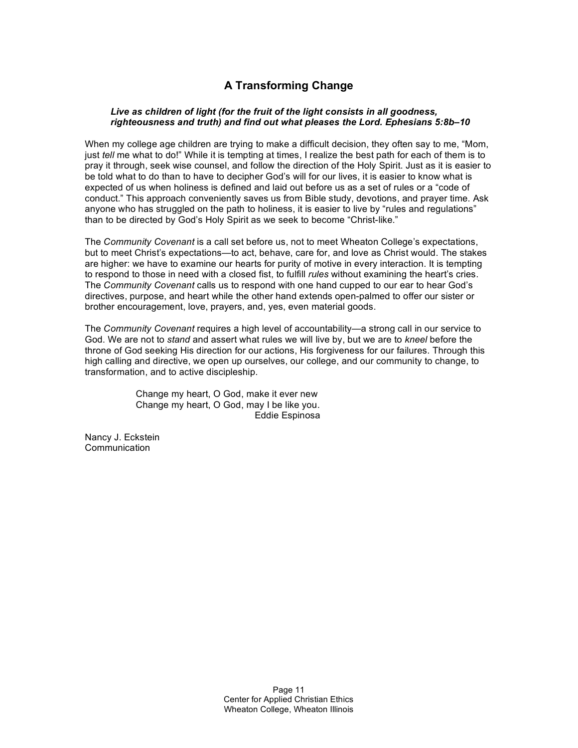## A Transforming Change

> ***Live as children of light (for the fruit of the light consists in all goodness, righteousness and truth) and find out what pleases the Lord. Ephesians 5:8b–10***

When my college age children are trying to make a difficult decision, they often say to me, "Mom, just *tell* me what to do!" While it is tempting at times, I realize the best path for each of them is to pray it through, seek wise counsel, and follow the direction of the Holy Spirit. Just as it is easier to be told what to do than to have to decipher God's will for our lives, it is easier to know what is expected of us when holiness is defined and laid out before us as a set of rules or a "code of conduct." This approach conveniently saves us from Bible study, devotions, and prayer time. Ask anyone who has struggled on the path to holiness, it is easier to live by "rules and regulations" than to be directed by God's Holy Spirit as we seek to become "Christ-like."

The *Community Covenant* is a call set before us, not to meet Wheaton College's expectations, but to meet Christ's expectations—to act, behave, care for, and love as Christ would. The stakes are higher: we have to examine our hearts for purity of motive in every interaction. It is tempting to respond to those in need with a closed fist, to fulfill *rules* without examining the heart's cries. The *Community Covenant* calls us to respond with one hand cupped to our ear to hear God's directives, purpose, and heart while the other hand extends open-palmed to offer our sister or brother encouragement, love, prayers, and, yes, even material goods.

The *Community Covenant* requires a high level of accountability—a strong call in our service to God. We are not to *stand* and assert what rules we will live by, but we are to *kneel* before the throne of God seeking His direction for our actions, His forgiveness for our failures. Through this high calling and directive, we open up ourselves, our college, and our community to change, to transformation, and to active discipleship.

> Change my heart, O God, make it ever new
> Change my heart, O God, may I be like you.
> Eddie Espinosa

Nancy J. Eckstein
Communication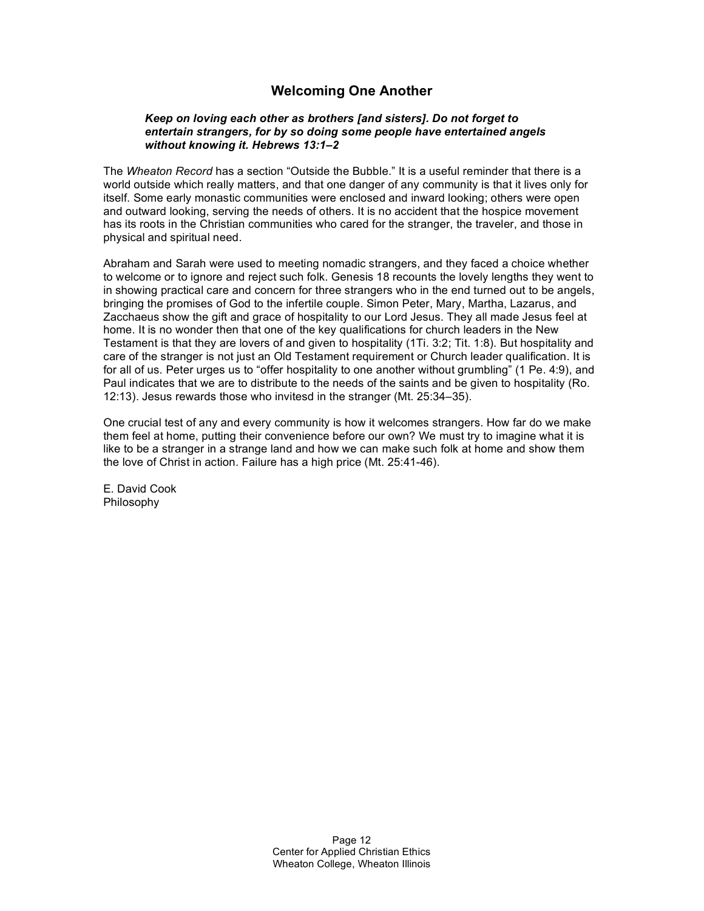## Welcoming One Another

> ***Keep on loving each other as brothers [and sisters]. Do not forget to entertain strangers, for by so doing some people have entertained angels without knowing it. Hebrews 13:1–2***

The *Wheaton Record* has a section "Outside the Bubble." It is a useful reminder that there is a world outside which really matters, and that one danger of any community is that it lives only for itself. Some early monastic communities were enclosed and inward looking; others were open and outward looking, serving the needs of others. It is no accident that the hospice movement has its roots in the Christian communities who cared for the stranger, the traveler, and those in physical and spiritual need.

Abraham and Sarah were used to meeting nomadic strangers, and they faced a choice whether to welcome or to ignore and reject such folk. Genesis 18 recounts the lovely lengths they went to in showing practical care and concern for three strangers who in the end turned out to be angels, bringing the promises of God to the infertile couple. Simon Peter, Mary, Martha, Lazarus, and Zacchaeus show the gift and grace of hospitality to our Lord Jesus. They all made Jesus feel at home. It is no wonder then that one of the key qualifications for church leaders in the New Testament is that they are lovers of and given to hospitality (1Ti. 3:2; Tit. 1:8). But hospitality and care of the stranger is not just an Old Testament requirement or Church leader qualification. It is for all of us. Peter urges us to "offer hospitality to one another without grumbling" (1 Pe. 4:9), and Paul indicates that we are to distribute to the needs of the saints and be given to hospitality (Ro. 12:13). Jesus rewards those who invitesd in the stranger (Mt. 25:34–35).

One crucial test of any and every community is how it welcomes strangers. How far do we make them feel at home, putting their convenience before our own? We must try to imagine what it is like to be a stranger in a strange land and how we can make such folk at home and show them the love of Christ in action. Failure has a high price (Mt. 25:41-46).

E. David Cook
Philosophy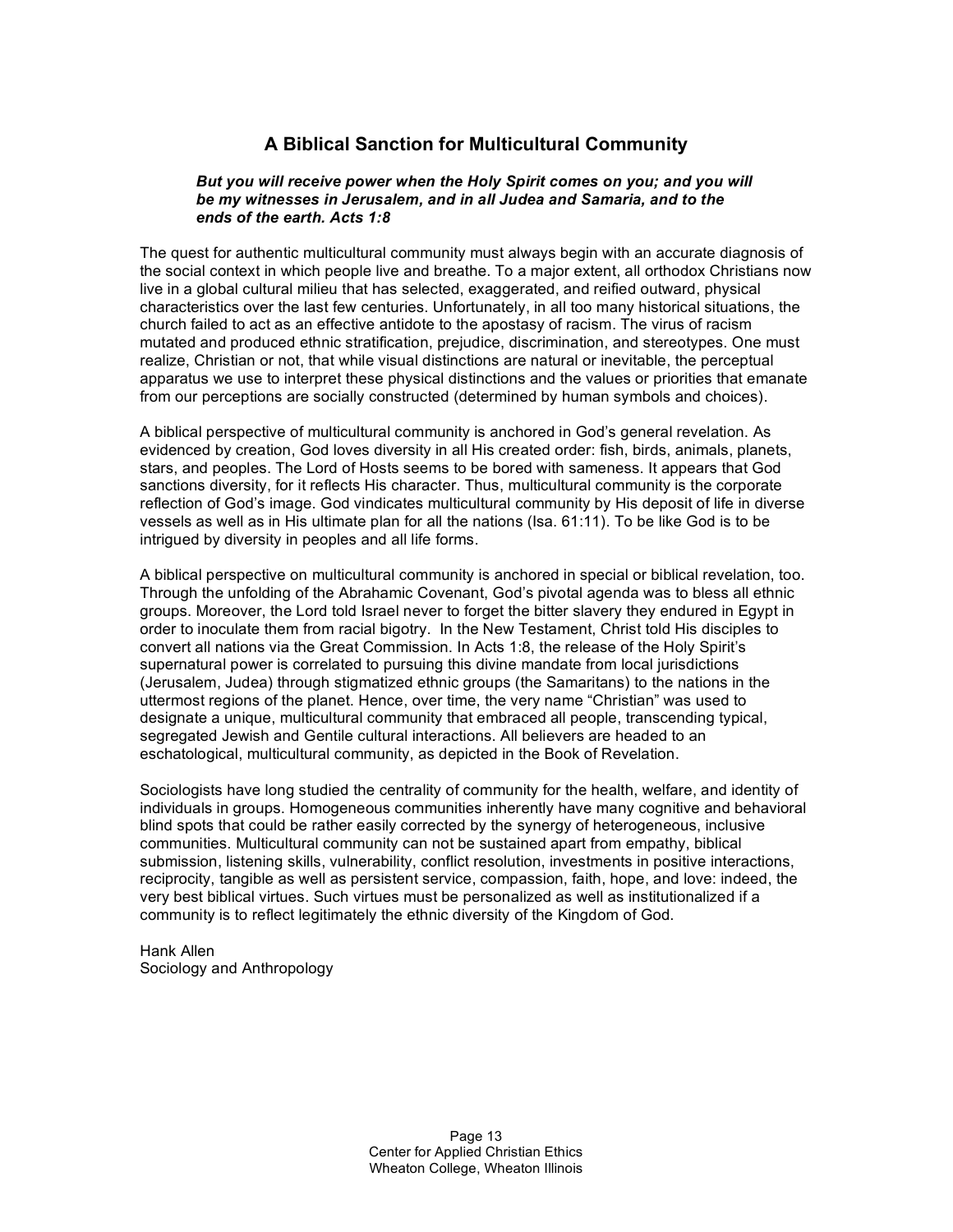# A Biblical Sanction for Multicultural Community

***But you will receive power when the Holy Spirit comes on you; and you will be my witnesses in Jerusalem, and in all Judea and Samaria, and to the ends of the earth. Acts 1:8***

The quest for authentic multicultural community must always begin with an accurate diagnosis of the social context in which people live and breathe. To a major extent, all orthodox Christians now live in a global cultural milieu that has selected, exaggerated, and reified outward, physical characteristics over the last few centuries. Unfortunately, in all too many historical situations, the church failed to act as an effective antidote to the apostasy of racism. The virus of racism mutated and produced ethnic stratification, prejudice, discrimination, and stereotypes. One must realize, Christian or not, that while visual distinctions are natural or inevitable, the perceptual apparatus we use to interpret these physical distinctions and the values or priorities that emanate from our perceptions are socially constructed (determined by human symbols and choices).

A biblical perspective of multicultural community is anchored in God's general revelation. As evidenced by creation, God loves diversity in all His created order: fish, birds, animals, planets, stars, and peoples. The Lord of Hosts seems to be bored with sameness. It appears that God sanctions diversity, for it reflects His character. Thus, multicultural community is the corporate reflection of God's image. God vindicates multicultural community by His deposit of life in diverse vessels as well as in His ultimate plan for all the nations (Isa. 61:11). To be like God is to be intrigued by diversity in peoples and all life forms.

A biblical perspective on multicultural community is anchored in special or biblical revelation, too. Through the unfolding of the Abrahamic Covenant, God's pivotal agenda was to bless all ethnic groups. Moreover, the Lord told Israel never to forget the bitter slavery they endured in Egypt in order to inoculate them from racial bigotry. In the New Testament, Christ told His disciples to convert all nations via the Great Commission. In Acts 1:8, the release of the Holy Spirit's supernatural power is correlated to pursuing this divine mandate from local jurisdictions (Jerusalem, Judea) through stigmatized ethnic groups (the Samaritans) to the nations in the uttermost regions of the planet. Hence, over time, the very name "Christian" was used to designate a unique, multicultural community that embraced all people, transcending typical, segregated Jewish and Gentile cultural interactions. All believers are headed to an eschatological, multicultural community, as depicted in the Book of Revelation.

Sociologists have long studied the centrality of community for the health, welfare, and identity of individuals in groups. Homogeneous communities inherently have many cognitive and behavioral blind spots that could be rather easily corrected by the synergy of heterogeneous, inclusive communities. Multicultural community can not be sustained apart from empathy, biblical submission, listening skills, vulnerability, conflict resolution, investments in positive interactions, reciprocity, tangible as well as persistent service, compassion, faith, hope, and love: indeed, the very best biblical virtues. Such virtues must be personalized as well as institutionalized if a community is to reflect legitimately the ethnic diversity of the Kingdom of God.

Hank Allen
Sociology and Anthropology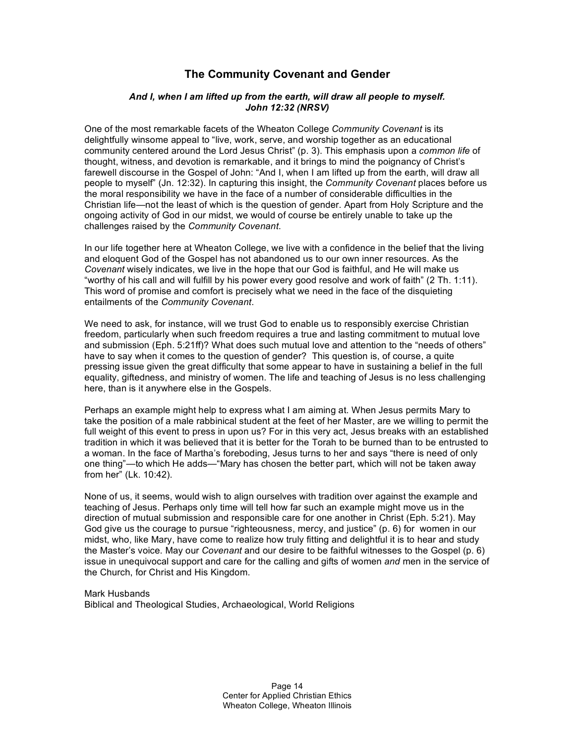## The Community Covenant and Gender

***And I, when I am lifted up from the earth, will draw all people to myself.***
***John 12:32 (NRSV)***

One of the most remarkable facets of the Wheaton College *Community Covenant* is its delightfully winsome appeal to "live, work, serve, and worship together as an educational community centered around the Lord Jesus Christ" (p. 3). This emphasis upon a *common life* of thought, witness, and devotion is remarkable, and it brings to mind the poignancy of Christ's farewell discourse in the Gospel of John: "And I, when I am lifted up from the earth, will draw all people to myself" (Jn. 12:32). In capturing this insight, the *Community Covenant* places before us the moral responsibility we have in the face of a number of considerable difficulties in the Christian life—not the least of which is the question of gender. Apart from Holy Scripture and the ongoing activity of God in our midst, we would of course be entirely unable to take up the challenges raised by the *Community Covenant*.

In our life together here at Wheaton College, we live with a confidence in the belief that the living and eloquent God of the Gospel has not abandoned us to our own inner resources. As the *Covenant* wisely indicates, we live in the hope that our God is faithful, and He will make us "worthy of his call and will fulfill by his power every good resolve and work of faith" (2 Th. 1:11). This word of promise and comfort is precisely what we need in the face of the disquieting entailments of the *Community Covenant*.

We need to ask, for instance, will we trust God to enable us to responsibly exercise Christian freedom, particularly when such freedom requires a true and lasting commitment to mutual love and submission (Eph. 5:21ff)? What does such mutual love and attention to the "needs of others" have to say when it comes to the question of gender? This question is, of course, a quite pressing issue given the great difficulty that some appear to have in sustaining a belief in the full equality, giftedness, and ministry of women. The life and teaching of Jesus is no less challenging here, than is it anywhere else in the Gospels.

Perhaps an example might help to express what I am aiming at. When Jesus permits Mary to take the position of a male rabbinical student at the feet of her Master, are we willing to permit the full weight of this event to press in upon us? For in this very act, Jesus breaks with an established tradition in which it was believed that it is better for the Torah to be burned than to be entrusted to a woman. In the face of Martha's foreboding, Jesus turns to her and says "there is need of only one thing"—to which He adds—"Mary has chosen the better part, which will not be taken away from her" (Lk. 10:42).

None of us, it seems, would wish to align ourselves with tradition over against the example and teaching of Jesus. Perhaps only time will tell how far such an example might move us in the direction of mutual submission and responsible care for one another in Christ (Eph. 5:21). May God give us the courage to pursue "righteousness, mercy, and justice" (p. 6) for women in our midst, who, like Mary, have come to realize how truly fitting and delightful it is to hear and study the Master's voice. May our *Covenant* and our desire to be faithful witnesses to the Gospel (p. 6) issue in unequivocal support and care for the calling and gifts of women *and* men in the service of the Church, for Christ and His Kingdom.

Mark Husbands
Biblical and Theological Studies, Archaeological, World Religions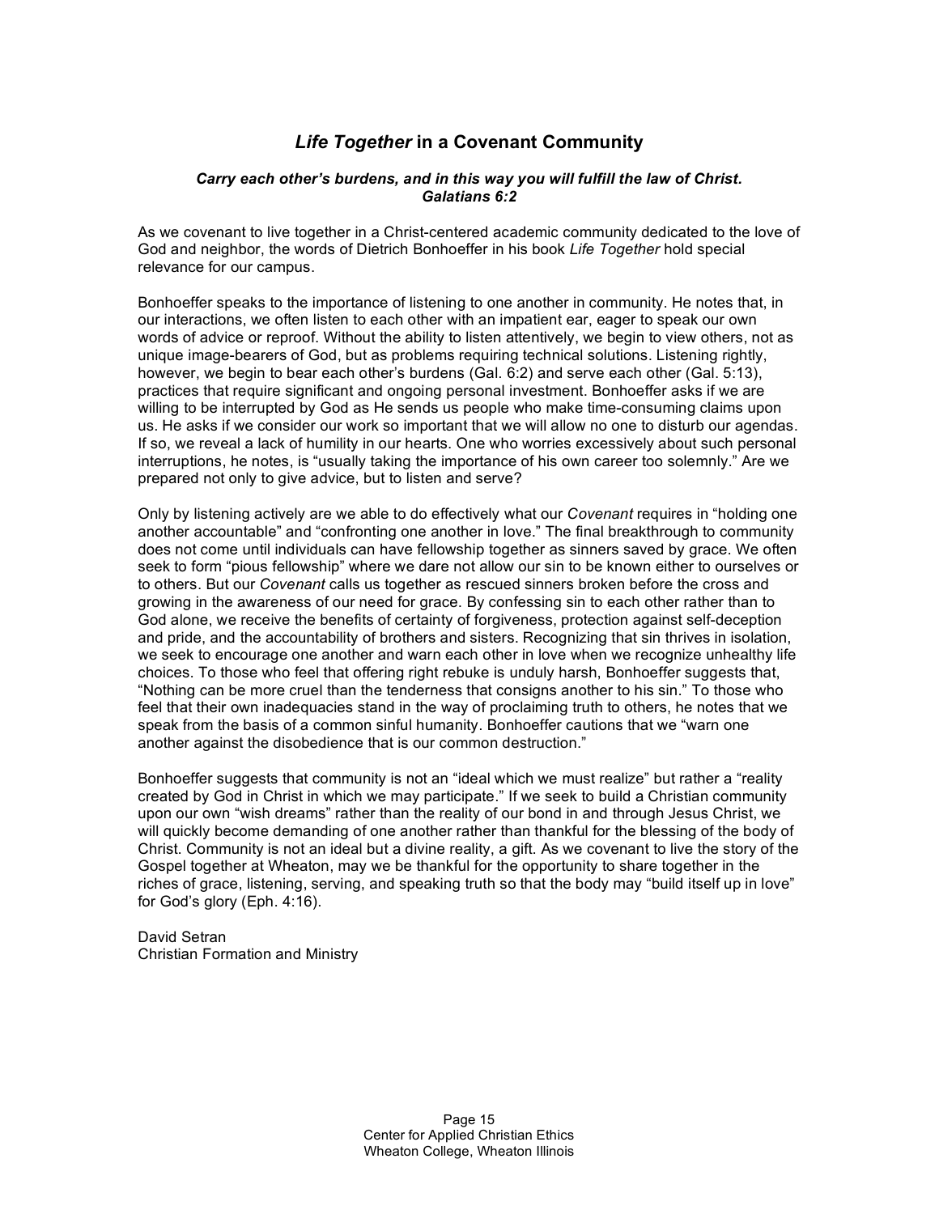## *Life Together* in a Covenant Community

***Carry each other's burdens, and in this way you will fulfill the law of Christ. Galatians 6:2***

As we covenant to live together in a Christ-centered academic community dedicated to the love of God and neighbor, the words of Dietrich Bonhoeffer in his book *Life Together* hold special relevance for our campus.

Bonhoeffer speaks to the importance of listening to one another in community. He notes that, in our interactions, we often listen to each other with an impatient ear, eager to speak our own words of advice or reproof. Without the ability to listen attentively, we begin to view others, not as unique image-bearers of God, but as problems requiring technical solutions. Listening rightly, however, we begin to bear each other's burdens (Gal. 6:2) and serve each other (Gal. 5:13), practices that require significant and ongoing personal investment. Bonhoeffer asks if we are willing to be interrupted by God as He sends us people who make time-consuming claims upon us. He asks if we consider our work so important that we will allow no one to disturb our agendas. If so, we reveal a lack of humility in our hearts. One who worries excessively about such personal interruptions, he notes, is "usually taking the importance of his own career too solemnly." Are we prepared not only to give advice, but to listen and serve?

Only by listening actively are we able to do effectively what our *Covenant* requires in "holding one another accountable" and "confronting one another in love." The final breakthrough to community does not come until individuals can have fellowship together as sinners saved by grace. We often seek to form "pious fellowship" where we dare not allow our sin to be known either to ourselves or to others. But our *Covenant* calls us together as rescued sinners broken before the cross and growing in the awareness of our need for grace. By confessing sin to each other rather than to God alone, we receive the benefits of certainty of forgiveness, protection against self-deception and pride, and the accountability of brothers and sisters. Recognizing that sin thrives in isolation, we seek to encourage one another and warn each other in love when we recognize unhealthy life choices. To those who feel that offering right rebuke is unduly harsh, Bonhoeffer suggests that, "Nothing can be more cruel than the tenderness that consigns another to his sin." To those who feel that their own inadequacies stand in the way of proclaiming truth to others, he notes that we speak from the basis of a common sinful humanity. Bonhoeffer cautions that we "warn one another against the disobedience that is our common destruction."

Bonhoeffer suggests that community is not an "ideal which we must realize" but rather a "reality created by God in Christ in which we may participate." If we seek to build a Christian community upon our own "wish dreams" rather than the reality of our bond in and through Jesus Christ, we will quickly become demanding of one another rather than thankful for the blessing of the body of Christ. Community is not an ideal but a divine reality, a gift. As we covenant to live the story of the Gospel together at Wheaton, may we be thankful for the opportunity to share together in the riches of grace, listening, serving, and speaking truth so that the body may "build itself up in love" for God's glory (Eph. 4:16).

David Setran
Christian Formation and Ministry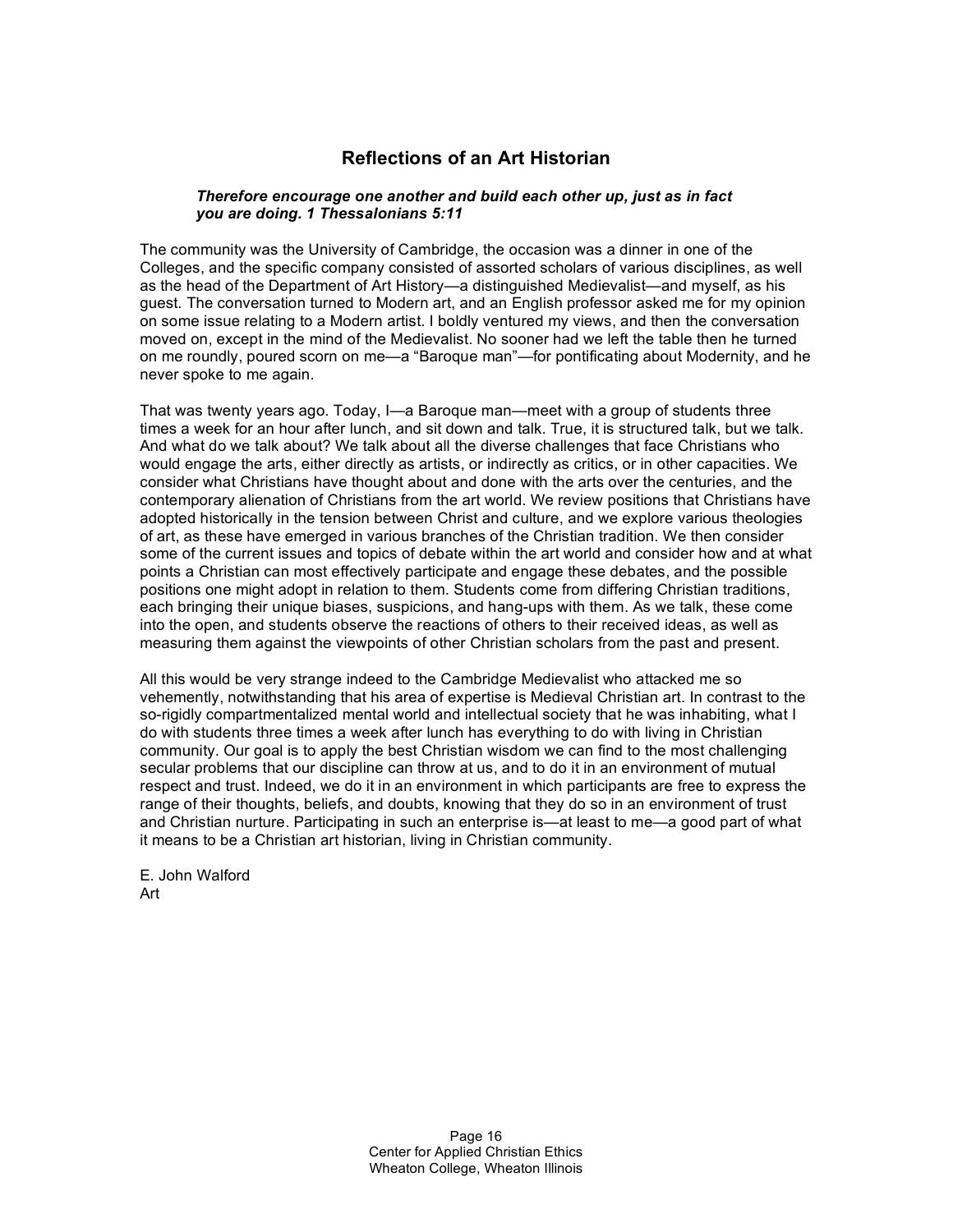## Reflections of an Art Historian

***Therefore encourage one another and build each other up, just as in fact you are doing. 1 Thessalonians 5:11***

The community was the University of Cambridge, the occasion was a dinner in one of the Colleges, and the specific company consisted of assorted scholars of various disciplines, as well as the head of the Department of Art History—a distinguished Medievalist—and myself, as his guest. The conversation turned to Modern art, and an English professor asked me for my opinion on some issue relating to a Modern artist. I boldly ventured my views, and then the conversation moved on, except in the mind of the Medievalist. No sooner had we left the table then he turned on me roundly, poured scorn on me—a "Baroque man"—for pontificating about Modernity, and he never spoke to me again.

That was twenty years ago. Today, I—a Baroque man—meet with a group of students three times a week for an hour after lunch, and sit down and talk. True, it is structured talk, but we talk. And what do we talk about? We talk about all the diverse challenges that face Christians who would engage the arts, either directly as artists, or indirectly as critics, or in other capacities. We consider what Christians have thought about and done with the arts over the centuries, and the contemporary alienation of Christians from the art world. We review positions that Christians have adopted historically in the tension between Christ and culture, and we explore various theologies of art, as these have emerged in various branches of the Christian tradition. We then consider some of the current issues and topics of debate within the art world and consider how and at what points a Christian can most effectively participate and engage these debates, and the possible positions one might adopt in relation to them. Students come from differing Christian traditions, each bringing their unique biases, suspicions, and hang-ups with them. As we talk, these come into the open, and students observe the reactions of others to their received ideas, as well as measuring them against the viewpoints of other Christian scholars from the past and present.

All this would be very strange indeed to the Cambridge Medievalist who attacked me so vehemently, notwithstanding that his area of expertise is Medieval Christian art. In contrast to the so-rigidly compartmentalized mental world and intellectual society that he was inhabiting, what I do with students three times a week after lunch has everything to do with living in Christian community. Our goal is to apply the best Christian wisdom we can find to the most challenging secular problems that our discipline can throw at us, and to do it in an environment of mutual respect and trust. Indeed, we do it in an environment in which participants are free to express the range of their thoughts, beliefs, and doubts, knowing that they do so in an environment of trust and Christian nurture. Participating in such an enterprise is—at least to me—a good part of what it means to be a Christian art historian, living in Christian community.

E. John Walford
Art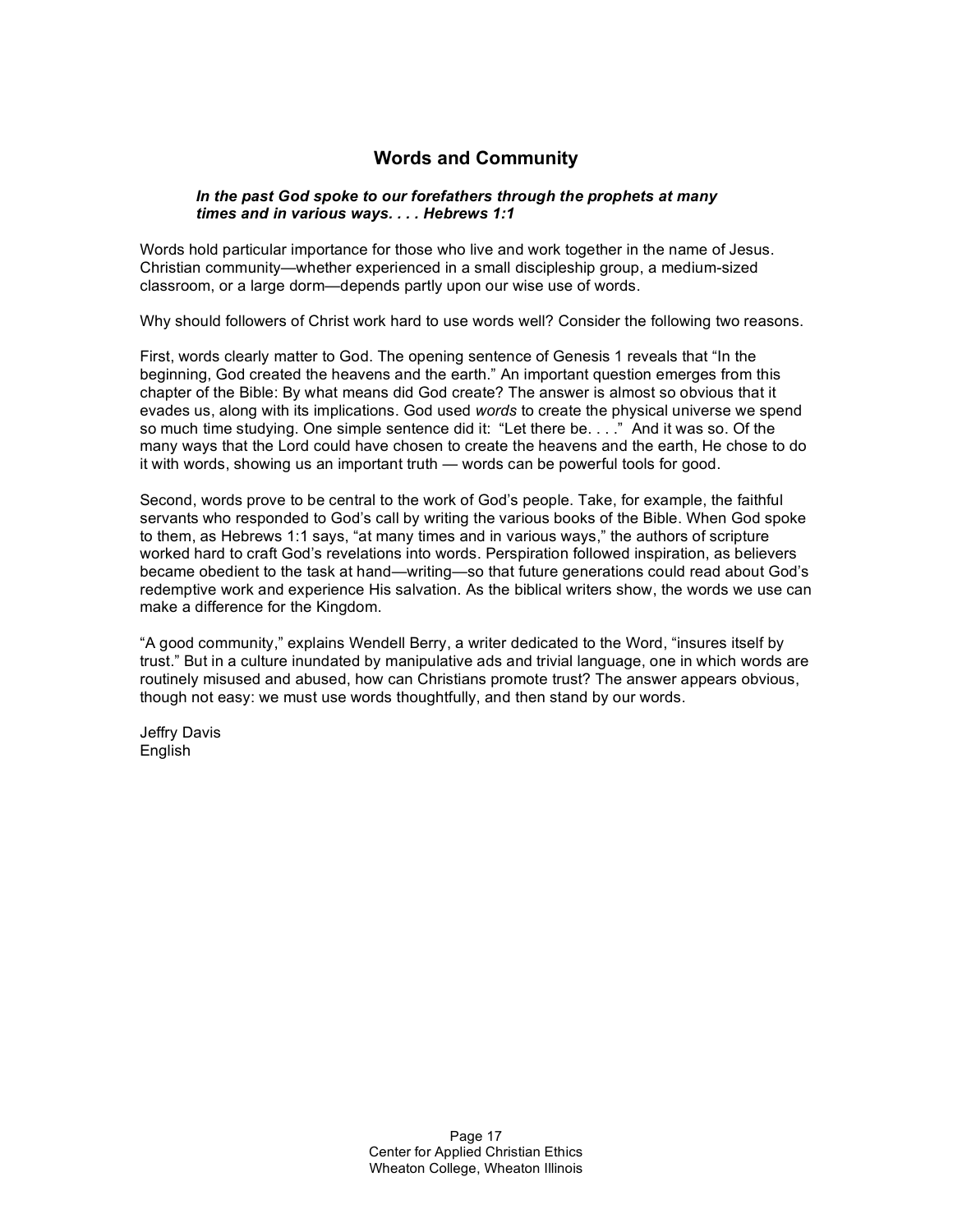## Words and Community

***In the past God spoke to our forefathers through the prophets at many times and in various ways. . . . Hebrews 1:1***

Words hold particular importance for those who live and work together in the name of Jesus. Christian community—whether experienced in a small discipleship group, a medium-sized classroom, or a large dorm—depends partly upon our wise use of words.

Why should followers of Christ work hard to use words well? Consider the following two reasons.

First, words clearly matter to God. The opening sentence of Genesis 1 reveals that "In the beginning, God created the heavens and the earth." An important question emerges from this chapter of the Bible: By what means did God create? The answer is almost so obvious that it evades us, along with its implications. God used *words* to create the physical universe we spend so much time studying. One simple sentence did it: "Let there be. . . ." And it was so. Of the many ways that the Lord could have chosen to create the heavens and the earth, He chose to do it with words, showing us an important truth — words can be powerful tools for good.

Second, words prove to be central to the work of God's people. Take, for example, the faithful servants who responded to God's call by writing the various books of the Bible. When God spoke to them, as Hebrews 1:1 says, "at many times and in various ways," the authors of scripture worked hard to craft God's revelations into words. Perspiration followed inspiration, as believers became obedient to the task at hand—writing—so that future generations could read about God's redemptive work and experience His salvation. As the biblical writers show, the words we use can make a difference for the Kingdom.

"A good community," explains Wendell Berry, a writer dedicated to the Word, "insures itself by trust." But in a culture inundated by manipulative ads and trivial language, one in which words are routinely misused and abused, how can Christians promote trust? The answer appears obvious, though not easy: we must use words thoughtfully, and then stand by our words.

Jeffry Davis
English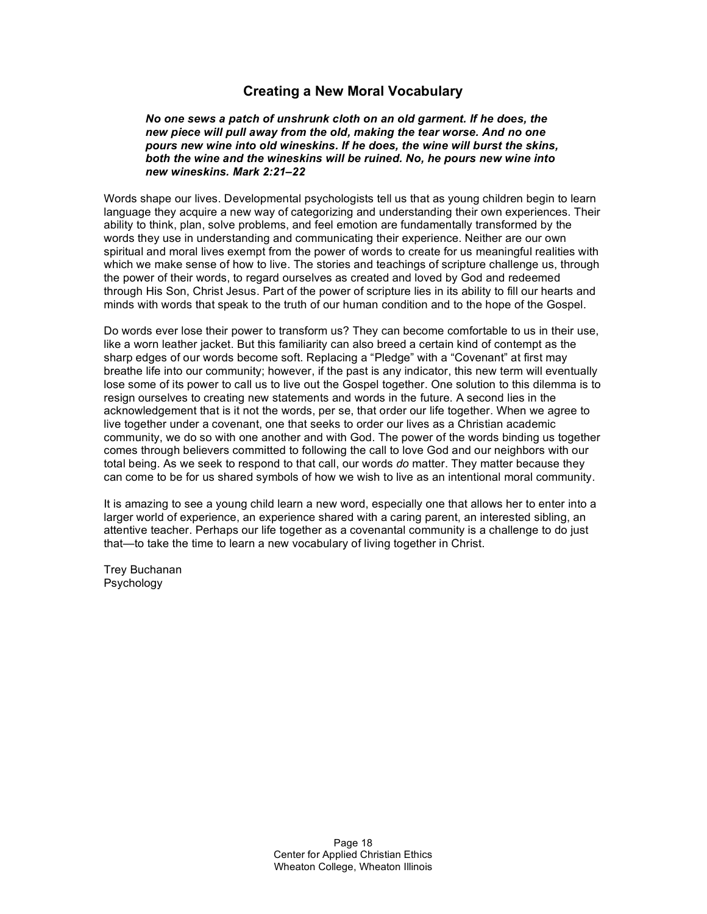## Creating a New Moral Vocabulary

***No one sews a patch of unshrunk cloth on an old garment. If he does, the new piece will pull away from the old, making the tear worse. And no one pours new wine into old wineskins. If he does, the wine will burst the skins, both the wine and the wineskins will be ruined. No, he pours new wine into new wineskins. Mark 2:21–22***

Words shape our lives. Developmental psychologists tell us that as young children begin to learn language they acquire a new way of categorizing and understanding their own experiences. Their ability to think, plan, solve problems, and feel emotion are fundamentally transformed by the words they use in understanding and communicating their experience. Neither are our own spiritual and moral lives exempt from the power of words to create for us meaningful realities with which we make sense of how to live. The stories and teachings of scripture challenge us, through the power of their words, to regard ourselves as created and loved by God and redeemed through His Son, Christ Jesus. Part of the power of scripture lies in its ability to fill our hearts and minds with words that speak to the truth of our human condition and to the hope of the Gospel.

Do words ever lose their power to transform us? They can become comfortable to us in their use, like a worn leather jacket. But this familiarity can also breed a certain kind of contempt as the sharp edges of our words become soft. Replacing a "Pledge" with a "Covenant" at first may breathe life into our community; however, if the past is any indicator, this new term will eventually lose some of its power to call us to live out the Gospel together. One solution to this dilemma is to resign ourselves to creating new statements and words in the future. A second lies in the acknowledgement that is it not the words, per se, that order our life together. When we agree to live together under a covenant, one that seeks to order our lives as a Christian academic community, we do so with one another and with God. The power of the words binding us together comes through believers committed to following the call to love God and our neighbors with our total being. As we seek to respond to that call, our words *do* matter. They matter because they can come to be for us shared symbols of how we wish to live as an intentional moral community.

It is amazing to see a young child learn a new word, especially one that allows her to enter into a larger world of experience, an experience shared with a caring parent, an interested sibling, an attentive teacher. Perhaps our life together as a covenantal community is a challenge to do just that—to take the time to learn a new vocabulary of living together in Christ.

Trey Buchanan
Psychology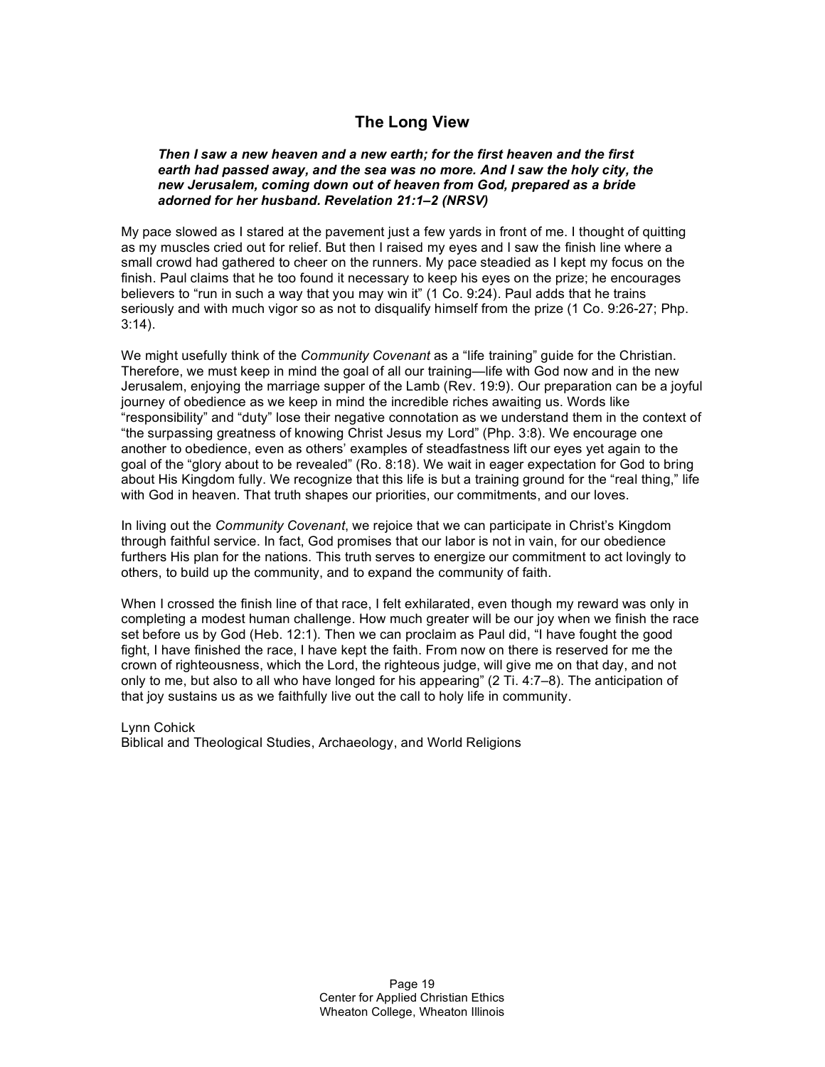## The Long View

***Then I saw a new heaven and a new earth; for the first heaven and the first earth had passed away, and the sea was no more. And I saw the holy city, the new Jerusalem, coming down out of heaven from God, prepared as a bride adorned for her husband. Revelation 21:1–2 (NRSV)***

My pace slowed as I stared at the pavement just a few yards in front of me. I thought of quitting as my muscles cried out for relief. But then I raised my eyes and I saw the finish line where a small crowd had gathered to cheer on the runners. My pace steadied as I kept my focus on the finish. Paul claims that he too found it necessary to keep his eyes on the prize; he encourages believers to "run in such a way that you may win it" (1 Co. 9:24). Paul adds that he trains seriously and with much vigor so as not to disqualify himself from the prize (1 Co. 9:26-27; Php. 3:14).

We might usefully think of the *Community Covenant* as a "life training" guide for the Christian. Therefore, we must keep in mind the goal of all our training—life with God now and in the new Jerusalem, enjoying the marriage supper of the Lamb (Rev. 19:9). Our preparation can be a joyful journey of obedience as we keep in mind the incredible riches awaiting us. Words like "responsibility" and "duty" lose their negative connotation as we understand them in the context of "the surpassing greatness of knowing Christ Jesus my Lord" (Php. 3:8). We encourage one another to obedience, even as others' examples of steadfastness lift our eyes yet again to the goal of the "glory about to be revealed" (Ro. 8:18). We wait in eager expectation for God to bring about His Kingdom fully. We recognize that this life is but a training ground for the "real thing," life with God in heaven. That truth shapes our priorities, our commitments, and our loves.

In living out the *Community Covenant*, we rejoice that we can participate in Christ's Kingdom through faithful service. In fact, God promises that our labor is not in vain, for our obedience furthers His plan for the nations. This truth serves to energize our commitment to act lovingly to others, to build up the community, and to expand the community of faith.

When I crossed the finish line of that race, I felt exhilarated, even though my reward was only in completing a modest human challenge. How much greater will be our joy when we finish the race set before us by God (Heb. 12:1). Then we can proclaim as Paul did, "I have fought the good fight, I have finished the race, I have kept the faith. From now on there is reserved for me the crown of righteousness, which the Lord, the righteous judge, will give me on that day, and not only to me, but also to all who have longed for his appearing" (2 Ti. 4:7–8). The anticipation of that joy sustains us as we faithfully live out the call to holy life in community.

Lynn Cohick
Biblical and Theological Studies, Archaeology, and World Religions